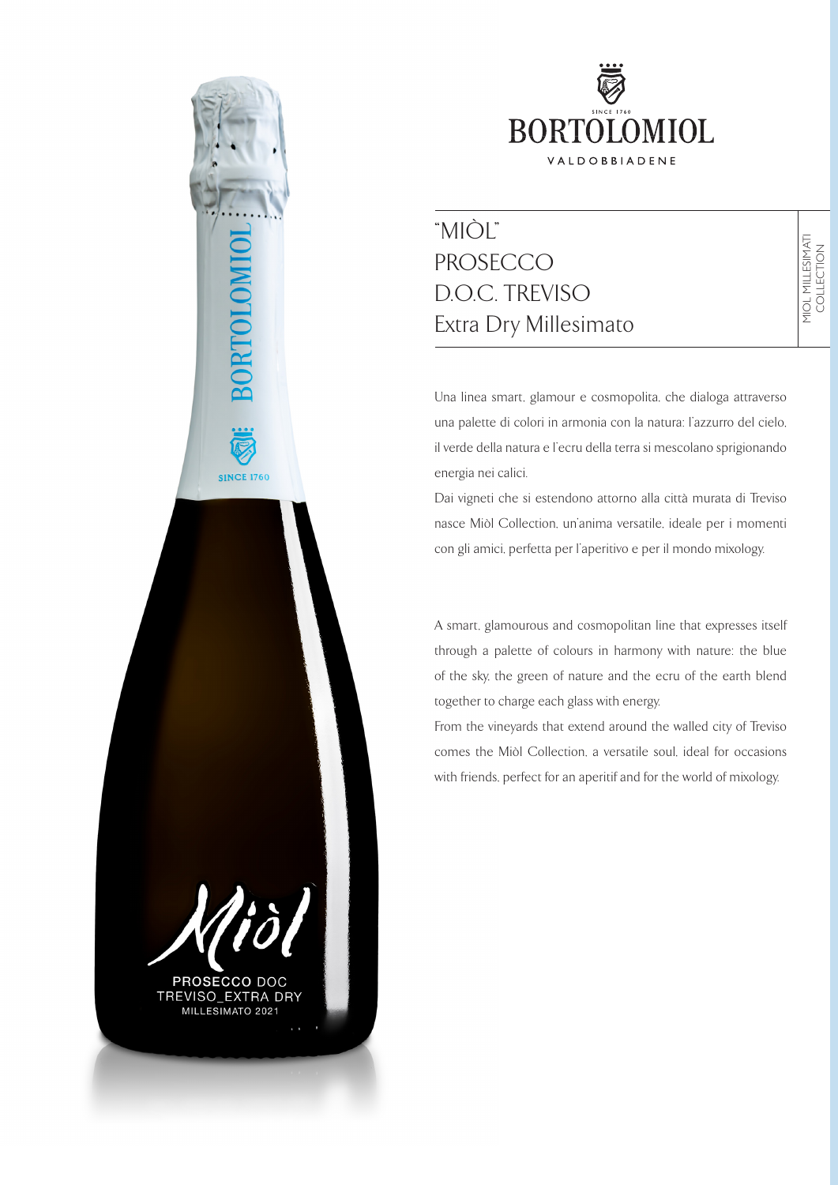BORTOLOMIOL

SINCE 1760

VALDOBBIADENE

# "MIÒL" PROSECCO D.O.C. TREVISO Extra Dry Millesimato

MIOL MILLESIMATI COLLECTION

Una linea smart, glamour e cosmopolita, che dialoga attraverso una palette di colori in armonia con la natura: l'azzurro del cielo, il verde della natura e l'ecru della terra si mescolano sprigionando energia nei calici.

Dai vigneti che si estendono attorno alla città murata di Treviso nasce Miòl Collection, un'anima versatile, ideale per i momenti con gli amici, perfetta per l'aperitivo e per il mondo mixology.

A smart, glamourous and cosmopolitan line that expresses itself through a palette of colours in harmony with nature: the blue of the sky, the green of nature and the ecru of the earth blend together to charge each glass with energy.

From the vineyards that extend around the walled city of Treviso comes the Miòl Collection, a versatile soul, ideal for occasions with friends, perfect for an aperitif and for the world of mixology.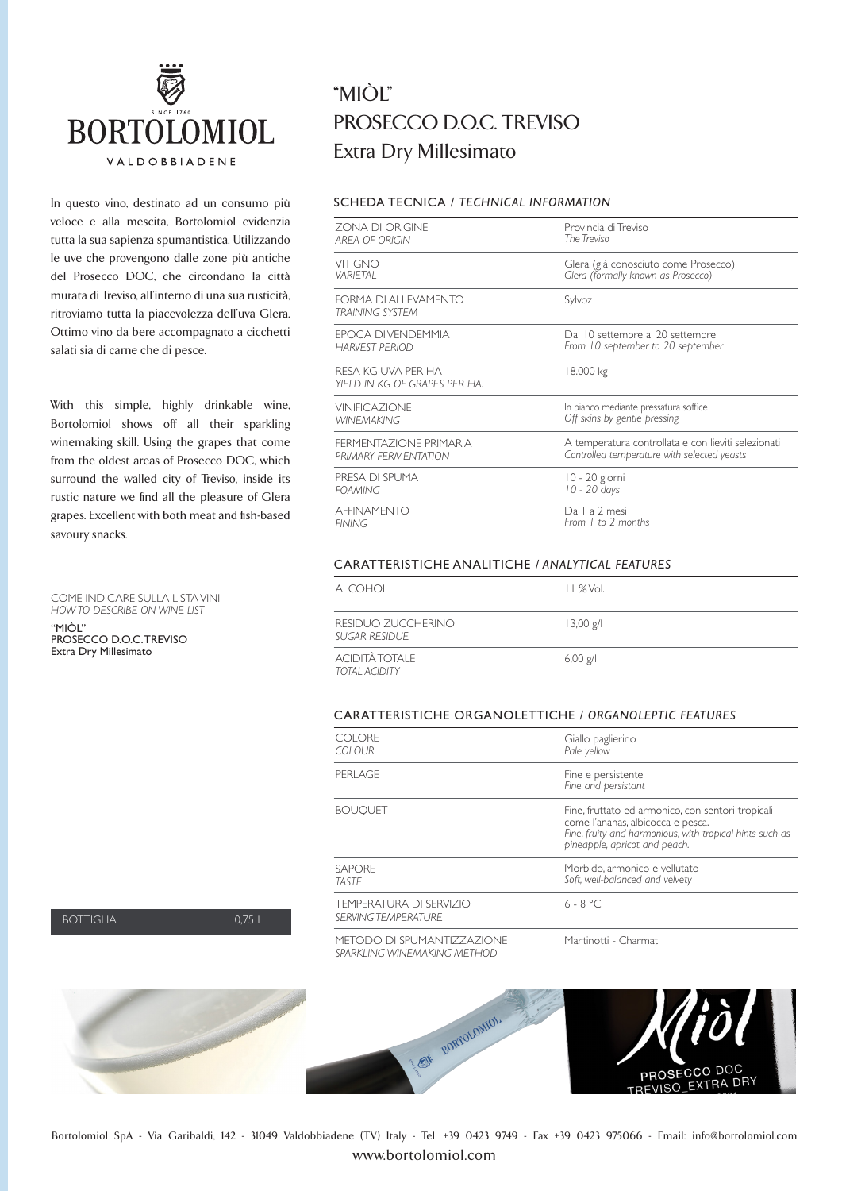BORTOLOMIOL

SINCE 1760

VALDOBBIADENE

# "MIÒL" PROSECCO D.O.C. TREVISO Extra Dry Millesimato

In questo vino, destinato ad un consumo più veloce e alla mescita, Bortolomiol evidenzia tutta la sua sapienza spumantistica. Utilizzando le uve che provengono dalle zone più antiche del Prosecco DOC, che circondano la città murata di Treviso, all'interno di una sua rusticità, ritroviamo tutta la piacevolezza dell'uva Glera. Ottimo vino da bere accompagnato a cicchetti salati sia di carne che di pesce.

With this simple, highly drinkable wine, Bortolomiol shows off all their sparkling winemaking skill. Using the grapes that come from the oldest areas of Prosecco DOC, which surround the walled city of Treviso, inside its rustic nature we find all the pleasure of Glera grapes. Excellent with both meat and fish-based savoury snacks.

COME INDICARE SULLA LISTA VINI
*HOW TO DESCRIBE ON WINE LIST*

"MIÒL"
PROSECCO D.O.C. TREVISO
Extra Dry Millesimato

| BOTTIGLIA | 0,75 L |
|---|---|

## SCHEDA TECNICA / *TECHNICAL INFORMATION*

| | |
|---|---|
| ZONA DI ORIGINE<br>*AREA OF ORIGIN* | Provincia di Treviso<br>*The Treviso* |
| VITIGNO<br>*VARIETAL* | Glera (già conosciuto come Prosecco)<br>*Glera (formally known as Prosecco)* |
| FORMA DI ALLEVAMENTO<br>*TRAINING SYSTEM* | Sylvoz |
| EPOCA DI VENDEMMIA<br>*HARVEST PERIOD* | Dal 10 settembre al 20 settembre<br>*From 10 september to 20 september* |
| RESA KG UVA PER HA<br>*YIELD IN KG OF GRAPES PER HA.* | 18.000 kg |
| VINIFICAZIONE<br>*WINEMAKING* | In bianco mediante pressatura soffice<br>*Off skins by gentle pressing* |
| FERMENTAZIONE PRIMARIA<br>*PRIMARY FERMENTATION* | A temperatura controllata e con lieviti selezionati<br>*Controlled temperature with selected yeasts* |
| PRESA DI SPUMA<br>*FOAMING* | 10 - 20 giorni<br>*10 - 20 days* |
| AFFINAMENTO<br>*FINING* | Da 1 a 2 mesi<br>*From 1 to 2 months* |

## CARATTERISTICHE ANALITICHE / *ANALYTICAL FEATURES*

| | |
|---|---|
| ALCOHOL | 11 % Vol. |
| RESIDUO ZUCCHERINO<br>*SUGAR RESIDUE* | 13,00 g/l |
| ACIDITÀ TOTALE<br>*TOTAL ACIDITY* | 6,00 g/l |

## CARATTERISTICHE ORGANOLETTICHE / *ORGANOLEPTIC FEATURES*

| | |
|---|---|
| COLORE<br>*COLOUR* | Giallo paglierino<br>*Pale yellow* |
| PERLAGE | Fine e persistente<br>*Fine and persistant* |
| BOUQUET | Fine, fruttato ed armonico, con sentori tropicali come l'ananas, albicocca e pesca.<br>*Fine, fruity and harmonious, with tropical hints such as pineapple, apricot and peach.* |
| SAPORE<br>*TASTE* | Morbido, armonico e vellutato<br>*Soft, well-balanced and velvety* |
| TEMPERATURA DI SERVIZIO<br>*SERVING TEMPERATURE* | 6 - 8 °C |
| METODO DI SPUMANTIZZAZIONE<br>*SPARKLING WINEMAKING METHOD* | Martinotti - Charmat |

Bortolomiol SpA - Via Garibaldi, 142 - 31049 Valdobbiadene (TV) Italy - Tel. +39 0423 9749 - Fax +39 0423 975066 - Email: info@bortolomiol.com

www.bortolomiol.com